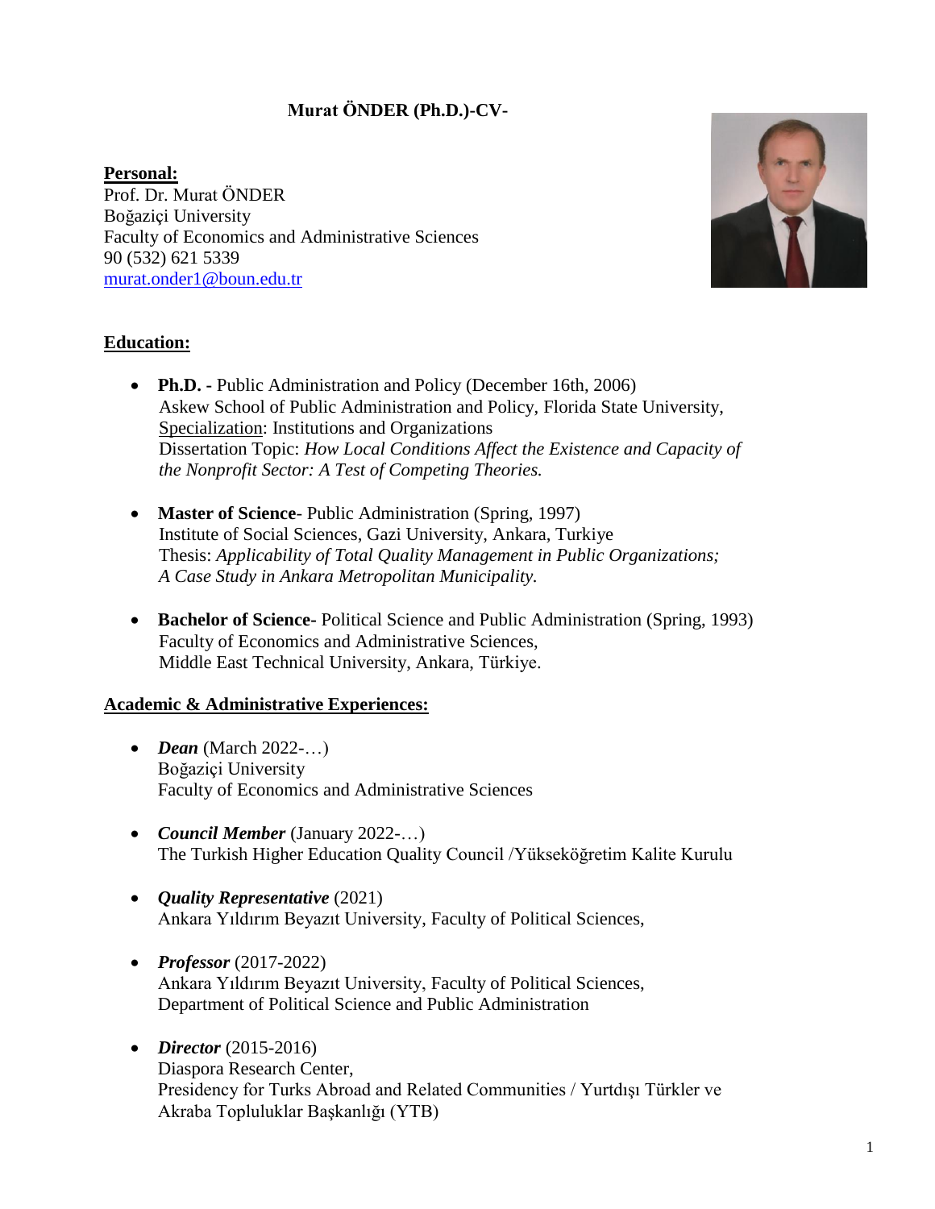# Murat ÖNDER (Ph.D.)-CV-

**Personal:**

Prof. Dr. Murat ÖNDER
Boğaziçi University
Faculty of Economics and Administrative Sciences
90 (532) 621 5339
murat.onder1@boun.edu.tr

**Education:**

- **Ph.D. -** Public Administration and Policy (December 16th, 2006)
  Askew School of Public Administration and Policy, Florida State University,
  Specialization: Institutions and Organizations
  Dissertation Topic: *How Local Conditions Affect the Existence and Capacity of the Nonprofit Sector: A Test of Competing Theories.*

- **Master of Science**- Public Administration (Spring, 1997)
  Institute of Social Sciences, Gazi University, Ankara, Turkiye
  Thesis: *Applicability of Total Quality Management in Public Organizations; A Case Study in Ankara Metropolitan Municipality.*

- **Bachelor of Science-** Political Science and Public Administration (Spring, 1993)
  Faculty of Economics and Administrative Sciences,
  Middle East Technical University, Ankara, Türkiye.

**Academic & Administrative Experiences:**

- ***Dean*** (March 2022-…)
  Boğaziçi University
  Faculty of Economics and Administrative Sciences

- ***Council Member*** (January 2022-…)
  The Turkish Higher Education Quality Council /Yükseköğretim Kalite Kurulu

- ***Quality Representative*** (2021)
  Ankara Yıldırım Beyazıt University, Faculty of Political Sciences,

- ***Professor*** (2017-2022)
  Ankara Yıldırım Beyazıt University, Faculty of Political Sciences,
  Department of Political Science and Public Administration

- ***Director*** (2015-2016)
  Diaspora Research Center,
  Presidency for Turks Abroad and Related Communities / Yurtdışı Türkler ve Akraba Topluluklar Başkanlığı (YTB)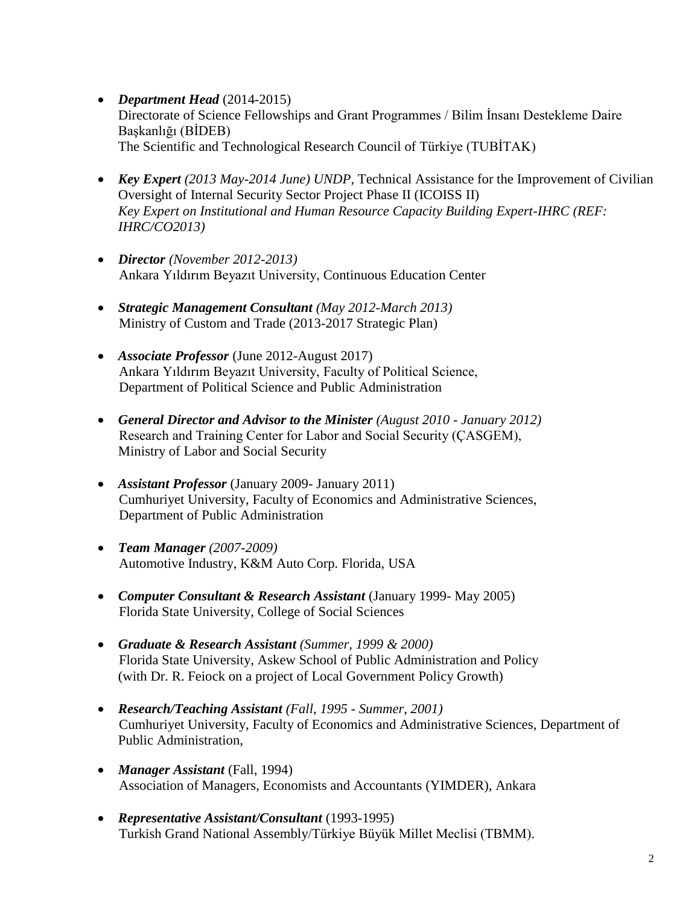- ***Department Head*** (2014-2015)
  Directorate of Science Fellowships and Grant Programmes / Bilim İnsanı Destekleme Daire Başkanlığı (BİDEB)
  The Scientific and Technological Research Council of Türkiye (TUBİTAK)

- ***Key Expert*** *(2013 May-2014 June) UNDP,* Technical Assistance for the Improvement of Civilian Oversight of Internal Security Sector Project Phase II (ICOISS II)
  *Key Expert on Institutional and Human Resource Capacity Building Expert-IHRC (REF: IHRC/CO2013)*

- ***Director*** *(November 2012-2013)*
  Ankara Yıldırım Beyazıt University, Continuous Education Center

- ***Strategic Management Consultant*** *(May 2012-March 2013)*
  Ministry of Custom and Trade (2013-2017 Strategic Plan)

- ***Associate Professor*** (June 2012-August 2017)
  Ankara Yıldırım Beyazıt University, Faculty of Political Science,
  Department of Political Science and Public Administration

- ***General Director and Advisor to the Minister*** *(August 2010 - January 2012)*
  Research and Training Center for Labor and Social Security (ÇASGEM),
  Ministry of Labor and Social Security

- ***Assistant Professor*** (January 2009- January 2011)
  Cumhuriyet University, Faculty of Economics and Administrative Sciences,
  Department of Public Administration

- ***Team Manager*** *(2007-2009)*
  Automotive Industry, K&M Auto Corp. Florida, USA

- ***Computer Consultant & Research Assistant*** (January 1999- May 2005)
  Florida State University, College of Social Sciences

- ***Graduate & Research Assistant*** *(Summer, 1999 & 2000)*
  Florida State University, Askew School of Public Administration and Policy
  (with Dr. R. Feiock on a project of Local Government Policy Growth)

- ***Research/Teaching Assistant*** *(Fall, 1995 - Summer, 2001)*
  Cumhuriyet University, Faculty of Economics and Administrative Sciences, Department of Public Administration,

- ***Manager Assistant*** (Fall, 1994)
  Association of Managers, Economists and Accountants (YIMDER), Ankara

- ***Representative Assistant/Consultant*** (1993-1995)
  Turkish Grand National Assembly/Türkiye Büyük Millet Meclisi (TBMM).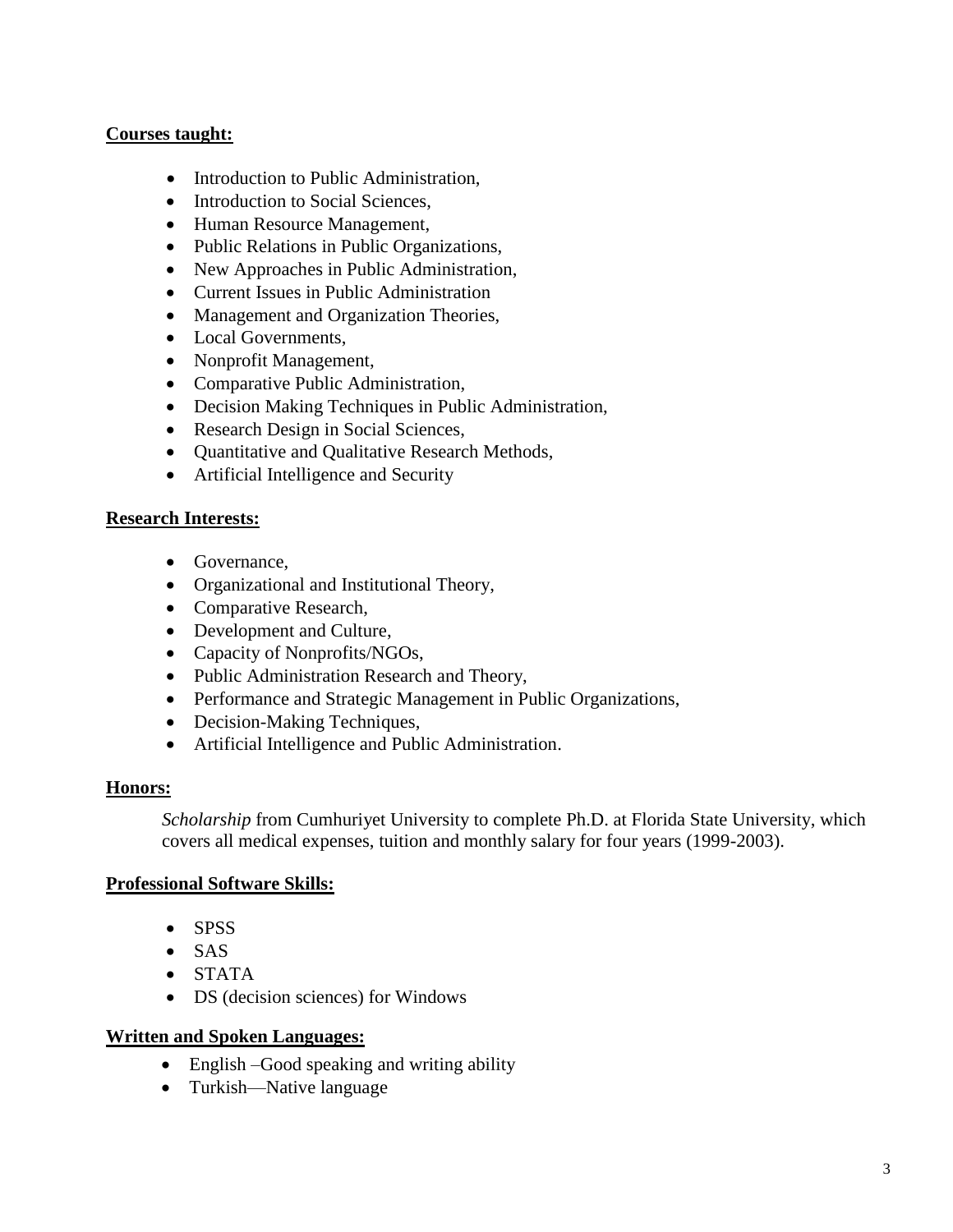**Courses taught:**

- Introduction to Public Administration,
- Introduction to Social Sciences,
- Human Resource Management,
- Public Relations in Public Organizations,
- New Approaches in Public Administration,
- Current Issues in Public Administration
- Management and Organization Theories,
- Local Governments,
- Nonprofit Management,
- Comparative Public Administration,
- Decision Making Techniques in Public Administration,
- Research Design in Social Sciences,
- Quantitative and Qualitative Research Methods,
- Artificial Intelligence and Security

**Research Interests:**

- Governance,
- Organizational and Institutional Theory,
- Comparative Research,
- Development and Culture,
- Capacity of Nonprofits/NGOs,
- Public Administration Research and Theory,
- Performance and Strategic Management in Public Organizations,
- Decision-Making Techniques,
- Artificial Intelligence and Public Administration.

**Honors:**

*Scholarship* from Cumhuriyet University to complete Ph.D. at Florida State University, which covers all medical expenses, tuition and monthly salary for four years (1999-2003).

**Professional Software Skills:**

- SPSS
- SAS
- STATA
- DS (decision sciences) for Windows

**Written and Spoken Languages:**

- English –Good speaking and writing ability
- Turkish—Native language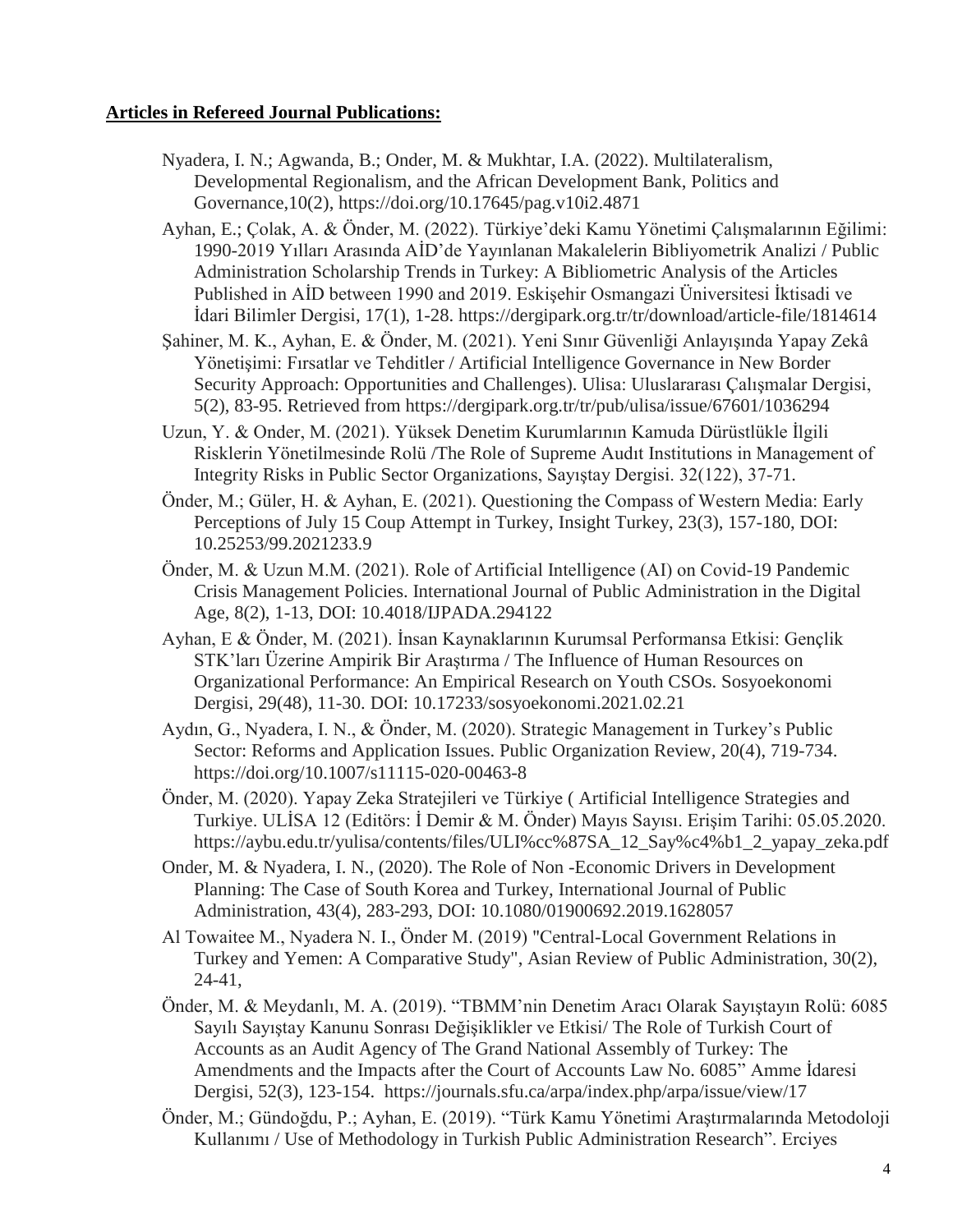**Articles in Refereed Journal Publications:**

Nyadera, I. N.; Agwanda, B.; Onder, M. & Mukhtar, I.A. (2022). Multilateralism, Developmental Regionalism, and the African Development Bank, Politics and Governance,10(2), https://doi.org/10.17645/pag.v10i2.4871

Ayhan, E.; Çolak, A. & Önder, M. (2022). Türkiye'deki Kamu Yönetimi Çalışmalarının Eğilimi: 1990-2019 Yılları Arasında AİD'de Yayınlanan Makalelerin Bibliyometrik Analizi / Public Administration Scholarship Trends in Turkey: A Bibliometric Analysis of the Articles Published in AİD between 1990 and 2019. Eskişehir Osmangazi Üniversitesi İktisadi ve İdari Bilimler Dergisi, 17(1), 1-28. https://dergipark.org.tr/tr/download/article-file/1814614

Şahiner, M. K., Ayhan, E. & Önder, M. (2021). Yeni Sınır Güvenliği Anlayışında Yapay Zekâ Yönetişimi: Fırsatlar ve Tehditler / Artificial Intelligence Governance in New Border Security Approach: Opportunities and Challenges). Ulisa: Uluslararası Çalışmalar Dergisi, 5(2), 83-95. Retrieved from https://dergipark.org.tr/tr/pub/ulisa/issue/67601/1036294

Uzun, Y. & Onder, M. (2021). Yüksek Denetim Kurumlarının Kamuda Dürüstlükle İlgili Risklerin Yönetilmesinde Rolü /The Role of Supreme Audıt Institutions in Management of Integrity Risks in Public Sector Organizations, Sayıştay Dergisi. 32(122), 37-71.

Önder, M.; Güler, H. & Ayhan, E. (2021). Questioning the Compass of Western Media: Early Perceptions of July 15 Coup Attempt in Turkey, Insight Turkey, 23(3), 157-180, DOI: 10.25253/99.2021233.9

Önder, M. & Uzun M.M. (2021). Role of Artificial Intelligence (AI) on Covid-19 Pandemic Crisis Management Policies. International Journal of Public Administration in the Digital Age, 8(2), 1-13, DOI: 10.4018/IJPADA.294122

Ayhan, E & Önder, M. (2021). İnsan Kaynaklarının Kurumsal Performansa Etkisi: Gençlik STK'ları Üzerine Ampirik Bir Araştırma / The Influence of Human Resources on Organizational Performance: An Empirical Research on Youth CSOs. Sosyoekonomi Dergisi, 29(48), 11-30. DOI: 10.17233/sosyoekonomi.2021.02.21

Aydın, G., Nyadera, I. N., & Önder, M. (2020). Strategic Management in Turkey's Public Sector: Reforms and Application Issues. Public Organization Review, 20(4), 719-734. https://doi.org/10.1007/s11115-020-00463-8

Önder, M. (2020). Yapay Zeka Stratejileri ve Türkiye ( Artificial Intelligence Strategies and Turkiye. ULİSA 12 (Editörs: İ Demir & M. Önder) Mayıs Sayısı. Erişim Tarihi: 05.05.2020. https://aybu.edu.tr/yulisa/contents/files/ULI%cc%87SA_12_Say%c4%b1_2_yapay_zeka.pdf

Onder, M. & Nyadera, I. N., (2020). The Role of Non -Economic Drivers in Development Planning: The Case of South Korea and Turkey, International Journal of Public Administration, 43(4), 283-293, DOI: 10.1080/01900692.2019.1628057

Al Towaitee M., Nyadera N. I., Önder M. (2019) "Central-Local Government Relations in Turkey and Yemen: A Comparative Study", Asian Review of Public Administration, 30(2), 24-41,

Önder, M. & Meydanlı, M. A. (2019). "TBMM'nin Denetim Aracı Olarak Sayıştayın Rolü: 6085 Sayılı Sayıştay Kanunu Sonrası Değişiklikler ve Etkisi/ The Role of Turkish Court of Accounts as an Audit Agency of The Grand National Assembly of Turkey: The Amendments and the Impacts after the Court of Accounts Law No. 6085" Amme İdaresi Dergisi, 52(3), 123-154. https://journals.sfu.ca/arpa/index.php/arpa/issue/view/17

Önder, M.; Gündoğdu, P.; Ayhan, E. (2019). "Türk Kamu Yönetimi Araştırmalarında Metodoloji Kullanımı / Use of Methodology in Turkish Public Administration Research". Erciyes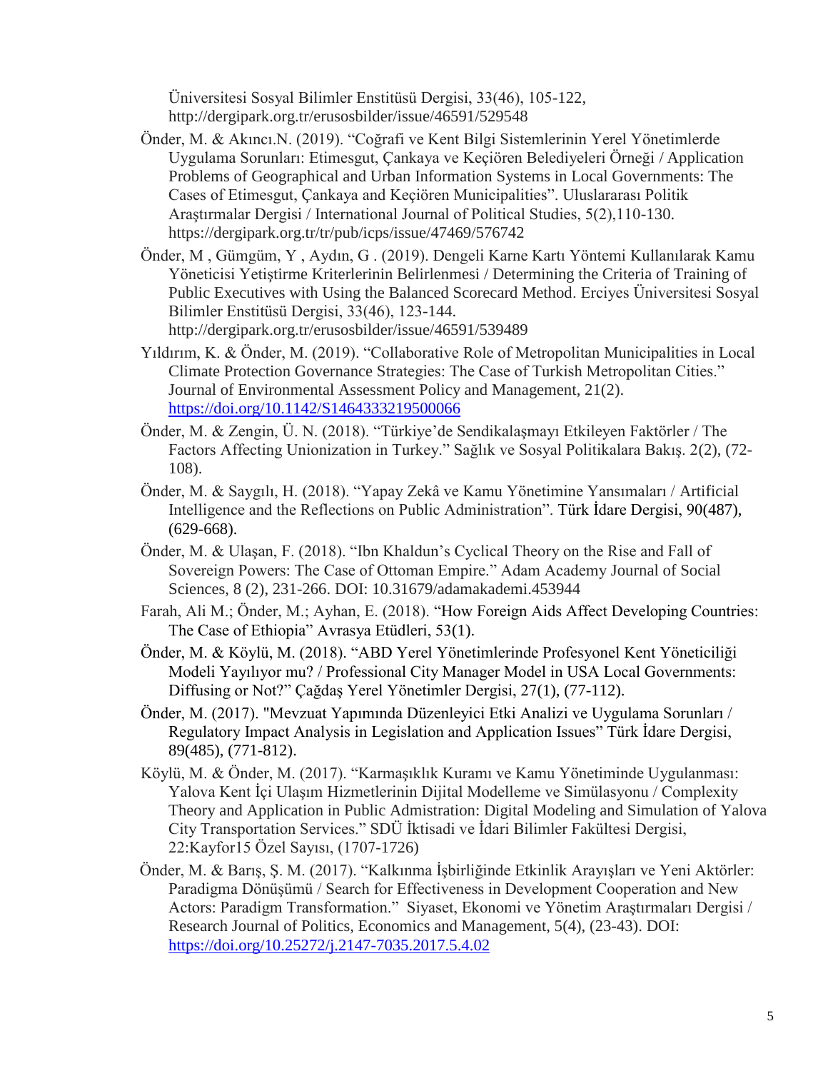Üniversitesi Sosyal Bilimler Enstitüsü Dergisi, 33(46), 105-122, http://dergipark.org.tr/erusosbilder/issue/46591/529548

Önder, M. & Akıncı.N. (2019). "Coğrafi ve Kent Bilgi Sistemlerinin Yerel Yönetimlerde Uygulama Sorunları: Etimesgut, Çankaya ve Keçiören Belediyeleri Örneği / Application Problems of Geographical and Urban Information Systems in Local Governments: The Cases of Etimesgut, Çankaya and Keçiören Municipalities". Uluslararası Politik Araştırmalar Dergisi / International Journal of Political Studies, 5(2),110-130. https://dergipark.org.tr/tr/pub/icps/issue/47469/576742

Önder, M , Gümgüm, Y , Aydın, G . (2019). Dengeli Karne Kartı Yöntemi Kullanılarak Kamu Yöneticisi Yetiştirme Kriterlerinin Belirlenmesi / Determining the Criteria of Training of Public Executives with Using the Balanced Scorecard Method. Erciyes Üniversitesi Sosyal Bilimler Enstitüsü Dergisi, 33(46), 123-144. http://dergipark.org.tr/erusosbilder/issue/46591/539489

Yıldırım, K. & Önder, M. (2019). "Collaborative Role of Metropolitan Municipalities in Local Climate Protection Governance Strategies: The Case of Turkish Metropolitan Cities." Journal of Environmental Assessment Policy and Management, 21(2). https://doi.org/10.1142/S1464333219500066

Önder, M. & Zengin, Ü. N. (2018). "Türkiye'de Sendikalaşmayı Etkileyen Faktörler / The Factors Affecting Unionization in Turkey." Sağlık ve Sosyal Politikalara Bakış. 2(2), (72-108).

Önder, M. & Saygılı, H. (2018). "Yapay Zekâ ve Kamu Yönetimine Yansımaları / Artificial Intelligence and the Reflections on Public Administration". Türk İdare Dergisi, 90(487), (629-668).

Önder, M. & Ulaşan, F. (2018). "Ibn Khaldun's Cyclical Theory on the Rise and Fall of Sovereign Powers: The Case of Ottoman Empire." Adam Academy Journal of Social Sciences, 8 (2), 231-266. DOI: 10.31679/adamakademi.453944

Farah, Ali M.; Önder, M.; Ayhan, E. (2018). "How Foreign Aids Affect Developing Countries: The Case of Ethiopia" Avrasya Etüdleri, 53(1).

Önder, M. & Köylü, M. (2018). "ABD Yerel Yönetimlerinde Profesyonel Kent Yöneticiliği Modeli Yayılıyor mu? / Professional City Manager Model in USA Local Governments: Diffusing or Not?" Çağdaş Yerel Yönetimler Dergisi, 27(1), (77-112).

Önder, M. (2017). "Mevzuat Yapımında Düzenleyici Etki Analizi ve Uygulama Sorunları / Regulatory Impact Analysis in Legislation and Application Issues" Türk İdare Dergisi, 89(485), (771-812).

Köylü, M. & Önder, M. (2017). "Karmaşıklık Kuramı ve Kamu Yönetiminde Uygulanması: Yalova Kent İçi Ulaşım Hizmetlerinin Dijital Modelleme ve Simülasyonu / Complexity Theory and Application in Public Admistration: Digital Modeling and Simulation of Yalova City Transportation Services." SDÜ İktisadi ve İdari Bilimler Fakültesi Dergisi, 22:Kayfor15 Özel Sayısı, (1707-1726)

Önder, M. & Barış, Ş. M. (2017). "Kalkınma İşbirliğinde Etkinlik Arayışları ve Yeni Aktörler: Paradigma Dönüşümü / Search for Effectiveness in Development Cooperation and New Actors: Paradigm Transformation." Siyaset, Ekonomi ve Yönetim Araştırmaları Dergisi / Research Journal of Politics, Economics and Management, 5(4), (23-43). DOI: https://doi.org/10.25272/j.2147-7035.2017.5.4.02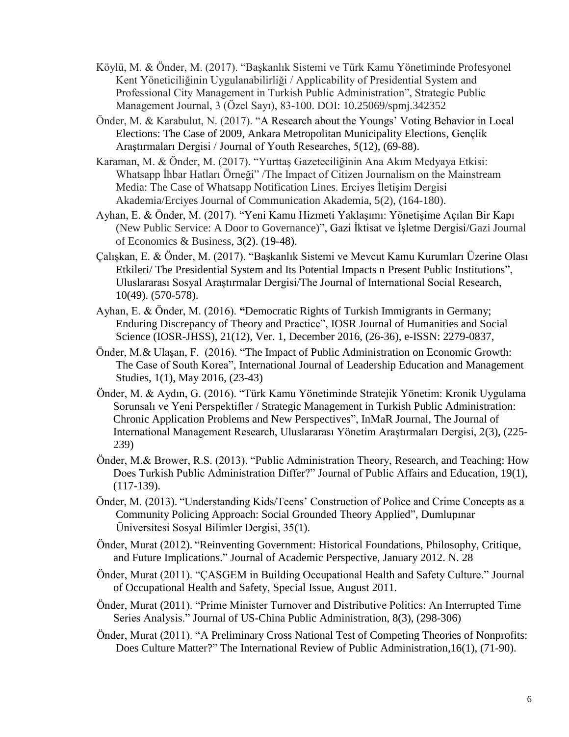Köylü, M. & Önder, M. (2017). "Başkanlık Sistemi ve Türk Kamu Yönetiminde Profesyonel Kent Yöneticiliğinin Uygulanabilirliği / Applicability of Presidential System and Professional City Management in Turkish Public Administration", Strategic Public Management Journal, 3 (Özel Sayı), 83-100. DOI: 10.25069/spmj.342352

Önder, M. & Karabulut, N. (2017). "A Research about the Youngs' Voting Behavior in Local Elections: The Case of 2009, Ankara Metropolitan Municipality Elections, Gençlik Araştırmaları Dergisi / Journal of Youth Researches, 5(12), (69-88).

Karaman, M. & Önder, M. (2017). "Yurttaş Gazeteciliğinin Ana Akım Medyaya Etkisi: Whatsapp İhbar Hatları Örneği" /The Impact of Citizen Journalism on the Mainstream Media: The Case of Whatsapp Notification Lines. Erciyes İletişim Dergisi Akademia/Erciyes Journal of Communication Akademia, 5(2), (164-180).

Ayhan, E. & Önder, M. (2017). "Yeni Kamu Hizmeti Yaklaşımı: Yönetişime Açılan Bir Kapı (New Public Service: A Door to Governance)", Gazi İktisat ve İşletme Dergisi/Gazi Journal of Economics & Business, 3(2). (19-48).

Çalışkan, E. & Önder, M. (2017). "Başkanlık Sistemi ve Mevcut Kamu Kurumları Üzerine Olası Etkileri/ The Presidential System and Its Potential Impacts n Present Public Institutions", Uluslararası Sosyal Araştırmalar Dergisi/The Journal of International Social Research, 10(49). (570-578).

Ayhan, E. & Önder, M. (2016). **"**Democratic Rights of Turkish Immigrants in Germany; Enduring Discrepancy of Theory and Practice", IOSR Journal of Humanities and Social Science (IOSR-JHSS), 21(12), Ver. 1, December 2016, (26-36), e-ISSN: 2279-0837,

Önder, M.& Ulaşan, F. (2016). "The Impact of Public Administration on Economic Growth: The Case of South Korea", International Journal of Leadership Education and Management Studies, 1(1), May 2016, (23-43)

Önder, M. & Aydın, G. (2016). "Türk Kamu Yönetiminde Stratejik Yönetim: Kronik Uygulama Sorunsalı ve Yeni Perspektifler / Strategic Management in Turkish Public Administration: Chronic Application Problems and New Perspectives", InMaR Journal, The Journal of International Management Research, Uluslararası Yönetim Araştırmaları Dergisi, 2(3), (225-239)

Önder, M.& Brower, R.S. (2013). "Public Administration Theory, Research, and Teaching: How Does Turkish Public Administration Differ?" Journal of Public Affairs and Education, 19(1), (117-139).

Önder, M. (2013). "Understanding Kids/Teens' Construction of Police and Crime Concepts as a Community Policing Approach: Social Grounded Theory Applied", Dumlupınar Üniversitesi Sosyal Bilimler Dergisi, 35(1).

Önder, Murat (2012). "Reinventing Government: Historical Foundations, Philosophy, Critique, and Future Implications." Journal of Academic Perspective, January 2012. N. 28

Önder, Murat (2011). "ÇASGEM in Building Occupational Health and Safety Culture." Journal of Occupational Health and Safety, Special Issue, August 2011.

Önder, Murat (2011). "Prime Minister Turnover and Distributive Politics: An Interrupted Time Series Analysis." Journal of US-China Public Administration, 8(3), (298-306)

Önder, Murat (2011). "A Preliminary Cross National Test of Competing Theories of Nonprofits: Does Culture Matter?" The International Review of Public Administration,16(1), (71-90).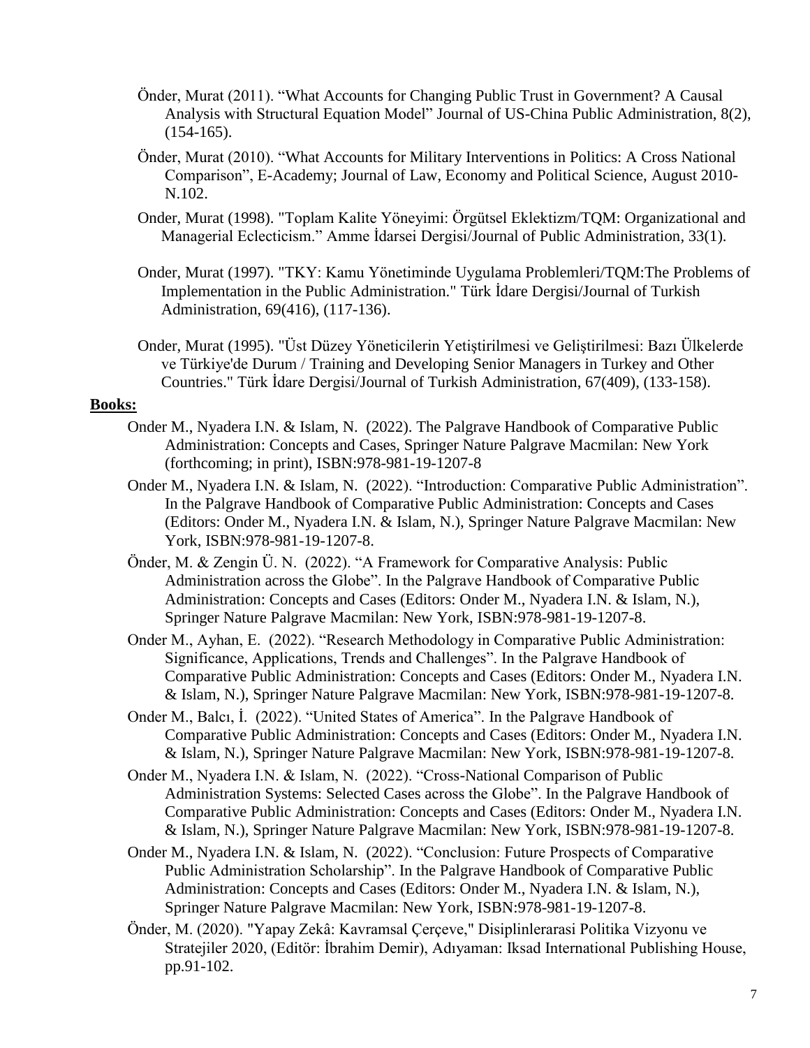Önder, Murat (2011). "What Accounts for Changing Public Trust in Government? A Causal Analysis with Structural Equation Model" Journal of US-China Public Administration, 8(2), (154-165).

Önder, Murat (2010). "What Accounts for Military Interventions in Politics: A Cross National Comparison", E-Academy; Journal of Law, Economy and Political Science, August 2010- N.102.

Onder, Murat (1998). "Toplam Kalite Yöneyimi: Örgütsel Eklektizm/TQM: Organizational and Managerial Eclecticism." Amme İdarsei Dergisi/Journal of Public Administration, 33(1).

Onder, Murat (1997). "TKY: Kamu Yönetiminde Uygulama Problemleri/TQM:The Problems of Implementation in the Public Administration." Türk İdare Dergisi/Journal of Turkish Administration, 69(416), (117-136).

Onder, Murat (1995). "Üst Düzey Yöneticilerin Yetiştirilmesi ve Geliştirilmesi: Bazı Ülkelerde ve Türkiye'de Durum / Training and Developing Senior Managers in Turkey and Other Countries." Türk İdare Dergisi/Journal of Turkish Administration, 67(409), (133-158).

**Books:**

Onder M., Nyadera I.N. & Islam, N. (2022). The Palgrave Handbook of Comparative Public Administration: Concepts and Cases, Springer Nature Palgrave Macmilan: New York (forthcoming; in print), ISBN:978-981-19-1207-8

Onder M., Nyadera I.N. & Islam, N. (2022). "Introduction: Comparative Public Administration". In the Palgrave Handbook of Comparative Public Administration: Concepts and Cases (Editors: Onder M., Nyadera I.N. & Islam, N.), Springer Nature Palgrave Macmilan: New York, ISBN:978-981-19-1207-8.

Önder, M. & Zengin Ü. N. (2022). "A Framework for Comparative Analysis: Public Administration across the Globe". In the Palgrave Handbook of Comparative Public Administration: Concepts and Cases (Editors: Onder M., Nyadera I.N. & Islam, N.), Springer Nature Palgrave Macmilan: New York, ISBN:978-981-19-1207-8.

Onder M., Ayhan, E. (2022). "Research Methodology in Comparative Public Administration: Significance, Applications, Trends and Challenges". In the Palgrave Handbook of Comparative Public Administration: Concepts and Cases (Editors: Onder M., Nyadera I.N. & Islam, N.), Springer Nature Palgrave Macmilan: New York, ISBN:978-981-19-1207-8.

Onder M., Balcı, İ. (2022). "United States of America". In the Palgrave Handbook of Comparative Public Administration: Concepts and Cases (Editors: Onder M., Nyadera I.N. & Islam, N.), Springer Nature Palgrave Macmilan: New York, ISBN:978-981-19-1207-8.

Onder M., Nyadera I.N. & Islam, N. (2022). "Cross-National Comparison of Public Administration Systems: Selected Cases across the Globe". In the Palgrave Handbook of Comparative Public Administration: Concepts and Cases (Editors: Onder M., Nyadera I.N. & Islam, N.), Springer Nature Palgrave Macmilan: New York, ISBN:978-981-19-1207-8.

Onder M., Nyadera I.N. & Islam, N. (2022). "Conclusion: Future Prospects of Comparative Public Administration Scholarship". In the Palgrave Handbook of Comparative Public Administration: Concepts and Cases (Editors: Onder M., Nyadera I.N. & Islam, N.), Springer Nature Palgrave Macmilan: New York, ISBN:978-981-19-1207-8.

Önder, M. (2020). "Yapay Zekâ: Kavramsal Çerçeve," Disiplinlerarasi Politika Vizyonu ve Stratejiler 2020, (Editör: İbrahim Demir), Adıyaman: Iksad International Publishing House, pp.91-102.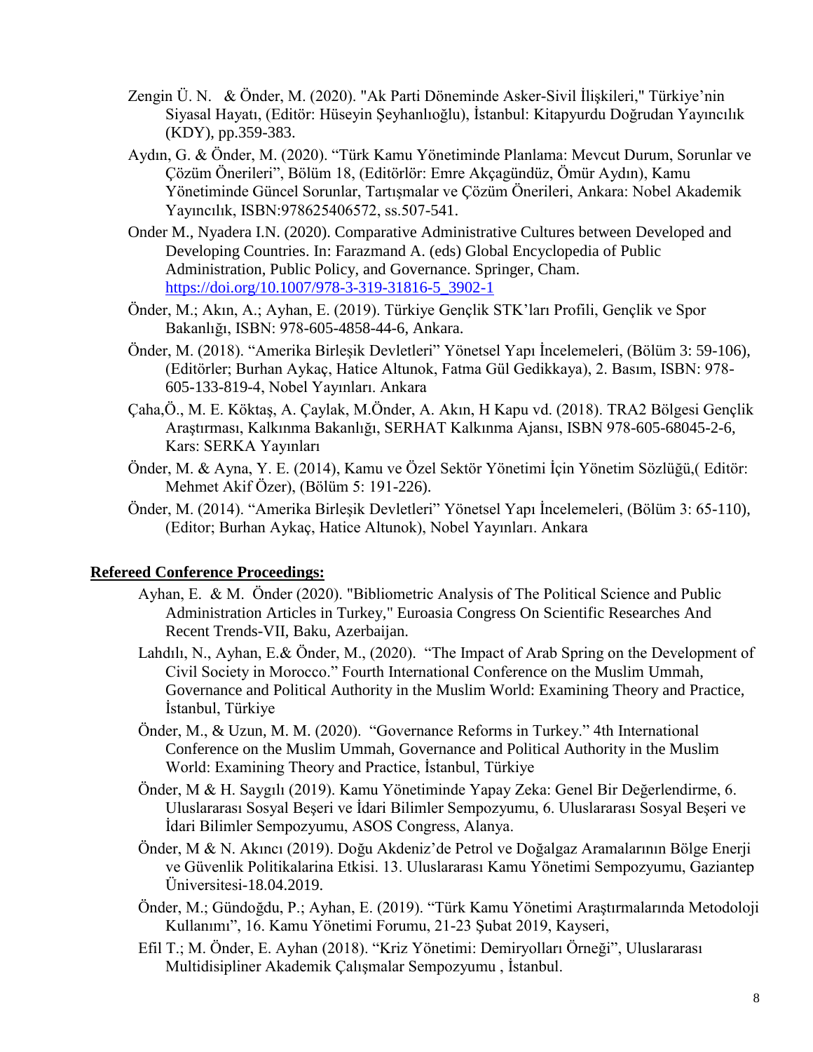Zengin Ü. N. & Önder, M. (2020). "Ak Parti Döneminde Asker-Sivil İlişkileri," Türkiye'nin Siyasal Hayatı, (Editör: Hüseyin Şeyhanlıoğlu), İstanbul: Kitapyurdu Doğrudan Yayıncılık (KDY), pp.359-383.

Aydın, G. & Önder, M. (2020). "Türk Kamu Yönetiminde Planlama: Mevcut Durum, Sorunlar ve Çözüm Önerileri", Bölüm 18, (Editörlör: Emre Akçagündüz, Ömür Aydın), Kamu Yönetiminde Güncel Sorunlar, Tartışmalar ve Çözüm Önerileri, Ankara: Nobel Akademik Yayıncılık, ISBN:978625406572, ss.507-541.

Onder M., Nyadera I.N. (2020). Comparative Administrative Cultures between Developed and Developing Countries. In: Farazmand A. (eds) Global Encyclopedia of Public Administration, Public Policy, and Governance. Springer, Cham. https://doi.org/10.1007/978-3-319-31816-5_3902-1

Önder, M.; Akın, A.; Ayhan, E. (2019). Türkiye Gençlik STK'ları Profili, Gençlik ve Spor Bakanlığı, ISBN: 978-605-4858-44-6, Ankara.

Önder, M. (2018). "Amerika Birleşik Devletleri" Yönetsel Yapı İncelemeleri, (Bölüm 3: 59-106), (Editörler; Burhan Aykaç, Hatice Altunok, Fatma Gül Gedikkaya), 2. Basım, ISBN: 978-605-133-819-4, Nobel Yayınları. Ankara

Çaha,Ö., M. E. Köktaş, A. Çaylak, M.Önder, A. Akın, H Kapu vd. (2018). TRA2 Bölgesi Gençlik Araştırması, Kalkınma Bakanlığı, SERHAT Kalkınma Ajansı, ISBN 978-605-68045-2-6, Kars: SERKA Yayınları

Önder, M. & Ayna, Y. E. (2014), Kamu ve Özel Sektör Yönetimi İçin Yönetim Sözlüğü,( Editör: Mehmet Akif Özer), (Bölüm 5: 191-226).

Önder, M. (2014). "Amerika Birleşik Devletleri" Yönetsel Yapı İncelemeleri, (Bölüm 3: 65-110), (Editor; Burhan Aykaç, Hatice Altunok), Nobel Yayınları. Ankara

**Refereed Conference Proceedings:**

Ayhan, E. & M. Önder (2020). "Bibliometric Analysis of The Political Science and Public Administration Articles in Turkey," Euroasia Congress On Scientific Researches And Recent Trends-VII, Baku, Azerbaijan.

Lahdılı, N., Ayhan, E.& Önder, M., (2020). "The Impact of Arab Spring on the Development of Civil Society in Morocco." Fourth International Conference on the Muslim Ummah, Governance and Political Authority in the Muslim World: Examining Theory and Practice, İstanbul, Türkiye

Önder, M., & Uzun, M. M. (2020). "Governance Reforms in Turkey." 4th International Conference on the Muslim Ummah, Governance and Political Authority in the Muslim World: Examining Theory and Practice, İstanbul, Türkiye

Önder, M & H. Saygılı (2019). Kamu Yönetiminde Yapay Zeka: Genel Bir Değerlendirme, 6. Uluslararası Sosyal Beşeri ve İdari Bilimler Sempozyumu, 6. Uluslararası Sosyal Beşeri ve İdari Bilimler Sempozyumu, ASOS Congress, Alanya.

Önder, M & N. Akıncı (2019). Doğu Akdeniz'de Petrol ve Doğalgaz Aramalarının Bölge Enerji ve Güvenlik Politikalarina Etkisi. 13. Uluslararası Kamu Yönetimi Sempozyumu, Gaziantep Üniversitesi-18.04.2019.

Önder, M.; Gündoğdu, P.; Ayhan, E. (2019). "Türk Kamu Yönetimi Araştırmalarında Metodoloji Kullanımı", 16. Kamu Yönetimi Forumu, 21-23 Şubat 2019, Kayseri,

Efil T.; M. Önder, E. Ayhan (2018). "Kriz Yönetimi: Demiryolları Örneği", Uluslararası Multidisipliner Akademik Çalışmalar Sempozyumu , İstanbul.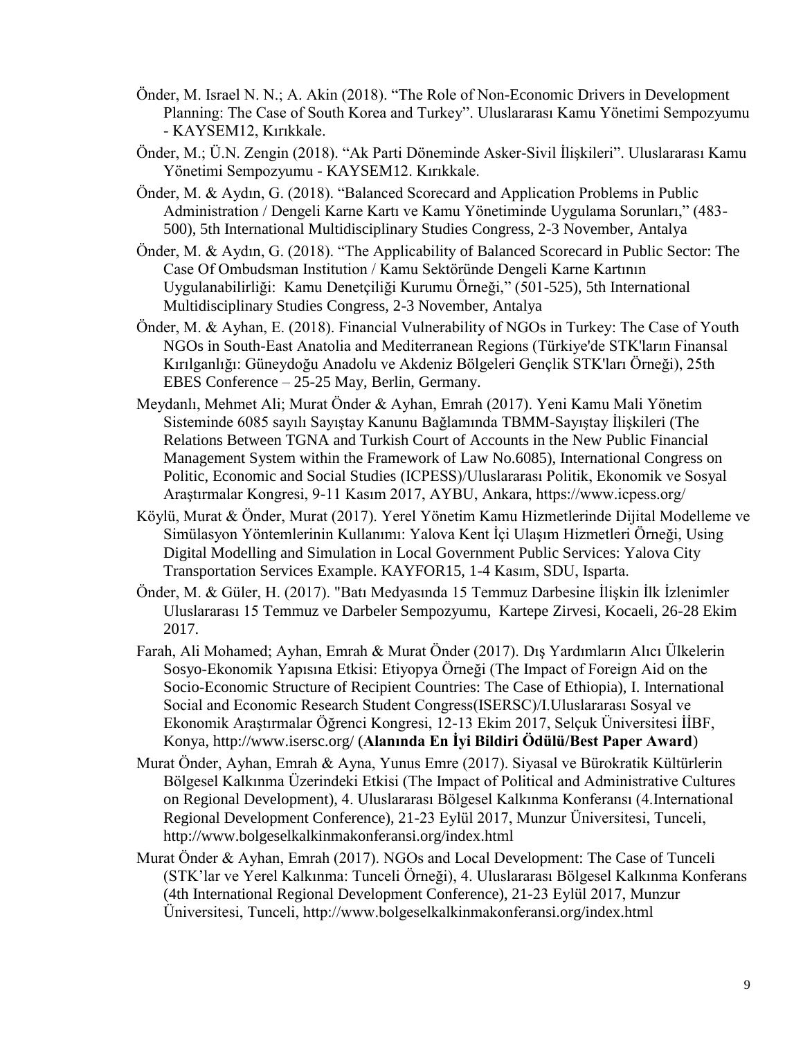Önder, M. Israel N. N.; A. Akin (2018). "The Role of Non-Economic Drivers in Development Planning: The Case of South Korea and Turkey". Uluslararası Kamu Yönetimi Sempozyumu - KAYSEM12, Kırıkkale.

Önder, M.; Ü.N. Zengin (2018). "Ak Parti Döneminde Asker-Sivil İlişkileri". Uluslararası Kamu Yönetimi Sempozyumu - KAYSEM12. Kırıkkale.

Önder, M. & Aydın, G. (2018). "Balanced Scorecard and Application Problems in Public Administration / Dengeli Karne Kartı ve Kamu Yönetiminde Uygulama Sorunları," (483-500), 5th International Multidisciplinary Studies Congress, 2-3 November, Antalya

Önder, M. & Aydın, G. (2018). "The Applicability of Balanced Scorecard in Public Sector: The Case Of Ombudsman Institution / Kamu Sektöründe Dengeli Karne Kartının Uygulanabilirliği: Kamu Denetçiliği Kurumu Örneği," (501-525), 5th International Multidisciplinary Studies Congress, 2-3 November, Antalya

Önder, M. & Ayhan, E. (2018). Financial Vulnerability of NGOs in Turkey: The Case of Youth NGOs in South-East Anatolia and Mediterranean Regions (Türkiye'de STK'ların Finansal Kırılganlığı: Güneydoğu Anadolu ve Akdeniz Bölgeleri Gençlik STK'ları Örneği), 25th EBES Conference – 25-25 May, Berlin, Germany.

Meydanlı, Mehmet Ali; Murat Önder & Ayhan, Emrah (2017). Yeni Kamu Mali Yönetim Sisteminde 6085 sayılı Sayıştay Kanunu Bağlamında TBMM-Sayıştay İlişkileri (The Relations Between TGNA and Turkish Court of Accounts in the New Public Financial Management System within the Framework of Law No.6085), International Congress on Politic, Economic and Social Studies (ICPESS)/Uluslararası Politik, Ekonomik ve Sosyal Araştırmalar Kongresi, 9-11 Kasım 2017, AYBU, Ankara, https://www.icpess.org/

Köylü, Murat & Önder, Murat (2017). Yerel Yönetim Kamu Hizmetlerinde Dijital Modelleme ve Simülasyon Yöntemlerinin Kullanımı: Yalova Kent İçi Ulaşım Hizmetleri Örneği, Using Digital Modelling and Simulation in Local Government Public Services: Yalova City Transportation Services Example. KAYFOR15, 1-4 Kasım, SDU, Isparta.

Önder, M. & Güler, H. (2017). "Batı Medyasında 15 Temmuz Darbesine İlişkin İlk İzlenimler Uluslararası 15 Temmuz ve Darbeler Sempozyumu, Kartepe Zirvesi, Kocaeli, 26-28 Ekim 2017.

Farah, Ali Mohamed; Ayhan, Emrah & Murat Önder (2017). Dış Yardımların Alıcı Ülkelerin Sosyo-Ekonomik Yapısına Etkisi: Etiyopya Örneği (The Impact of Foreign Aid on the Socio-Economic Structure of Recipient Countries: The Case of Ethiopia), I. International Social and Economic Research Student Congress(ISERSC)/I.Uluslararası Sosyal ve Ekonomik Araştırmalar Öğrenci Kongresi, 12-13 Ekim 2017, Selçuk Üniversitesi İİBF, Konya, http://www.isersc.org/ (**Alanında En İyi Bildiri Ödülü/Best Paper Award**)

Murat Önder, Ayhan, Emrah & Ayna, Yunus Emre (2017). Siyasal ve Bürokratik Kültürlerin Bölgesel Kalkınma Üzerindeki Etkisi (The Impact of Political and Administrative Cultures on Regional Development), 4. Uluslararası Bölgesel Kalkınma Konferansı (4.International Regional Development Conference), 21-23 Eylül 2017, Munzur Üniversitesi, Tunceli, http://www.bolgeselkalkinmakonferansi.org/index.html

Murat Önder & Ayhan, Emrah (2017). NGOs and Local Development: The Case of Tunceli (STK'lar ve Yerel Kalkınma: Tunceli Örneği), 4. Uluslararası Bölgesel Kalkınma Konferans (4th International Regional Development Conference), 21-23 Eylül 2017, Munzur Üniversitesi, Tunceli, http://www.bolgeselkalkinmakonferansi.org/index.html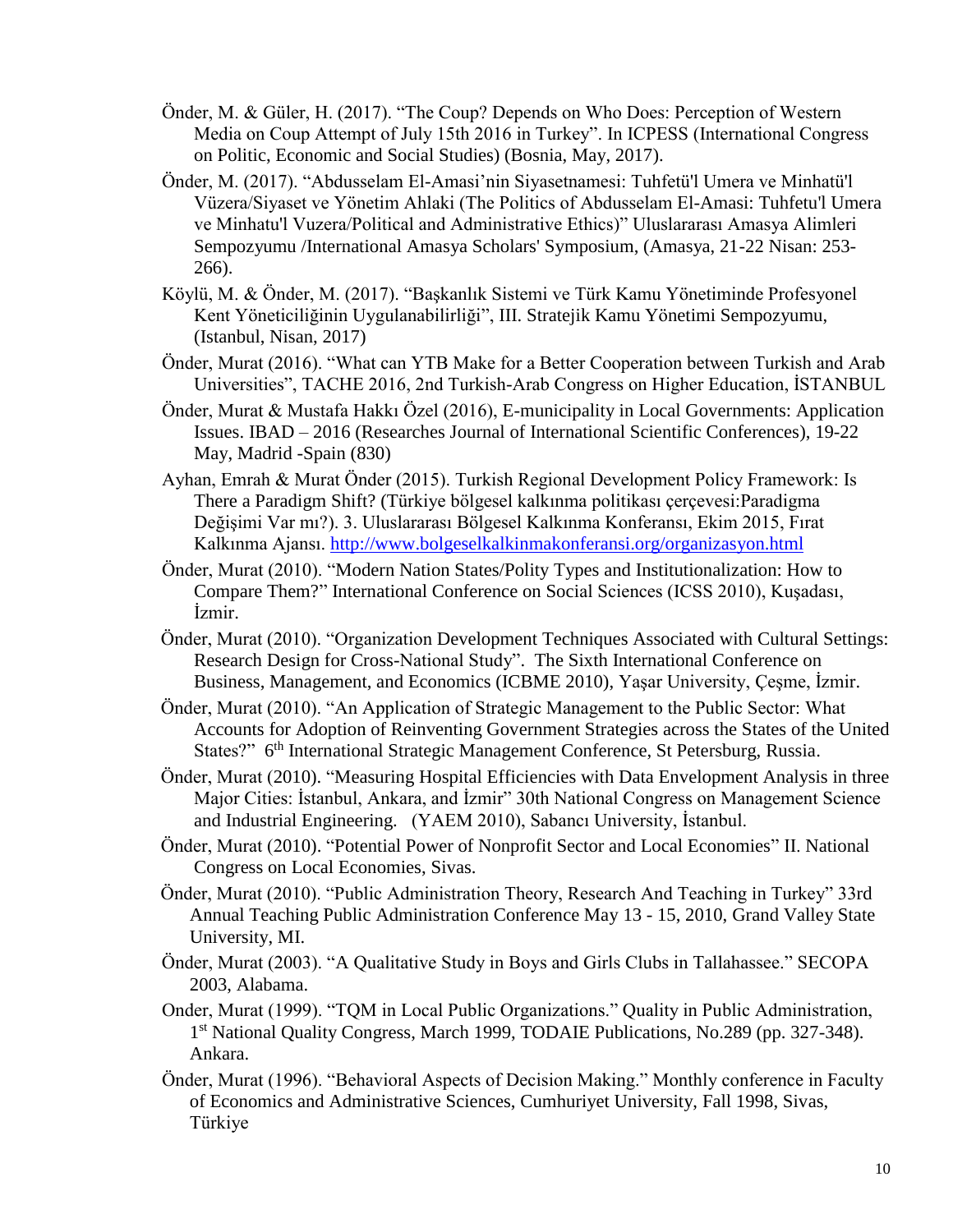Önder, M. & Güler, H. (2017). “The Coup? Depends on Who Does: Perception of Western Media on Coup Attempt of July 15th 2016 in Turkey”. In ICPESS (International Congress on Politic, Economic and Social Studies) (Bosnia, May, 2017).

Önder, M. (2017). “Abdusselam El-Amasi’nin Siyasetnamesi: Tuhfetü'l Umera ve Minhatü'l Vüzera/Siyaset ve Yönetim Ahlaki (The Politics of Abdusselam El-Amasi: Tuhfetu'l Umera ve Minhatu'l Vuzera/Political and Administrative Ethics)” Uluslararası Amasya Alimleri Sempozyumu /International Amasya Scholars' Symposium, (Amasya, 21-22 Nisan: 253-266).

Köylü, M. & Önder, M. (2017). “Başkanlık Sistemi ve Türk Kamu Yönetiminde Profesyonel Kent Yöneticiliğinin Uygulanabilirliği”, III. Stratejik Kamu Yönetimi Sempozyumu, (Istanbul, Nisan, 2017)

Önder, Murat (2016). “What can YTB Make for a Better Cooperation between Turkish and Arab Universities”, TACHE 2016, 2nd Turkish-Arab Congress on Higher Education, İSTANBUL

Önder, Murat & Mustafa Hakkı Özel (2016), E-municipality in Local Governments: Application Issues. IBAD – 2016 (Researches Journal of International Scientific Conferences), 19-22 May, Madrid -Spain (830)

Ayhan, Emrah & Murat Önder (2015). Turkish Regional Development Policy Framework: Is There a Paradigm Shift? (Türkiye bölgesel kalkınma politikası çerçevesi:Paradigma Değişimi Var mı?). 3. Uluslararası Bölgesel Kalkınma Konferansı, Ekim 2015, Fırat Kalkınma Ajansı. http://www.bolgeselkalkinmakonferansi.org/organizasyon.html

Önder, Murat (2010). “Modern Nation States/Polity Types and Institutionalization: How to Compare Them?” International Conference on Social Sciences (ICSS 2010), Kuşadası, İzmir.

Önder, Murat (2010). “Organization Development Techniques Associated with Cultural Settings: Research Design for Cross-National Study”. The Sixth International Conference on Business, Management, and Economics (ICBME 2010), Yaşar University, Çeşme, İzmir.

Önder, Murat (2010). “An Application of Strategic Management to the Public Sector: What Accounts for Adoption of Reinventing Government Strategies across the States of the United States?” 6th International Strategic Management Conference, St Petersburg, Russia.

Önder, Murat (2010). “Measuring Hospital Efficiencies with Data Envelopment Analysis in three Major Cities: İstanbul, Ankara, and İzmir” 30th National Congress on Management Science and Industrial Engineering. (YAEM 2010), Sabancı University, İstanbul.

Önder, Murat (2010). “Potential Power of Nonprofit Sector and Local Economies” II. National Congress on Local Economies, Sivas.

Önder, Murat (2010). “Public Administration Theory, Research And Teaching in Turkey” 33rd Annual Teaching Public Administration Conference May 13 - 15, 2010, Grand Valley State University, MI.

Önder, Murat (2003). “A Qualitative Study in Boys and Girls Clubs in Tallahassee.” SECOPA 2003, Alabama.

Onder, Murat (1999). “TQM in Local Public Organizations.” Quality in Public Administration, 1st National Quality Congress, March 1999, TODAIE Publications, No.289 (pp. 327-348). Ankara.

Önder, Murat (1996). “Behavioral Aspects of Decision Making.” Monthly conference in Faculty of Economics and Administrative Sciences, Cumhuriyet University, Fall 1998, Sivas, Türkiye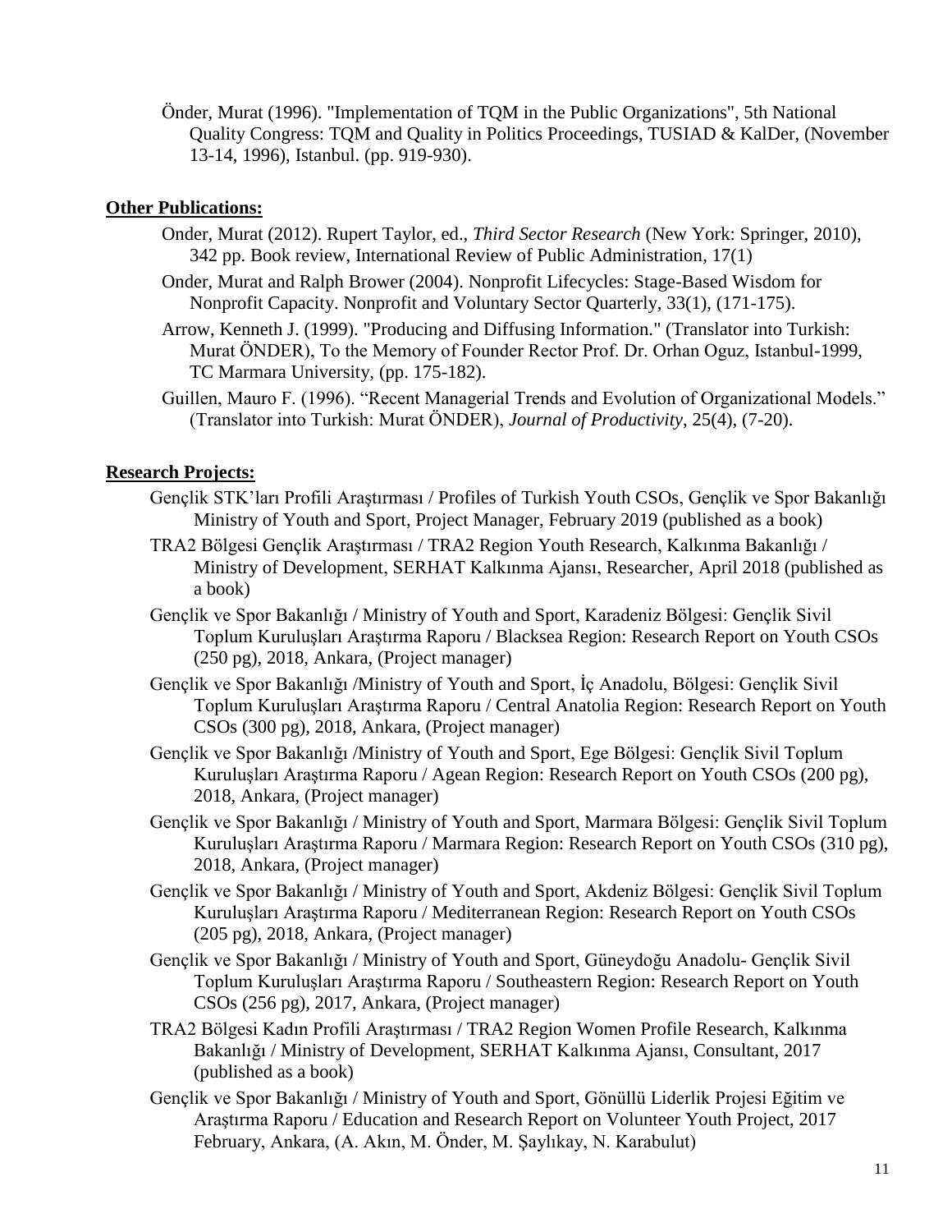Önder, Murat (1996). "Implementation of TQM in the Public Organizations", 5th National Quality Congress: TQM and Quality in Politics Proceedings, TUSIAD & KalDer, (November 13-14, 1996), Istanbul. (pp. 919-930).

**Other Publications:**

Onder, Murat (2012). Rupert Taylor, ed., *Third Sector Research* (New York: Springer, 2010), 342 pp. Book review, International Review of Public Administration, 17(1)

Onder, Murat and Ralph Brower (2004). Nonprofit Lifecycles: Stage-Based Wisdom for Nonprofit Capacity. Nonprofit and Voluntary Sector Quarterly, 33(1), (171-175).

Arrow, Kenneth J. (1999). "Producing and Diffusing Information." (Translator into Turkish: Murat ÖNDER), To the Memory of Founder Rector Prof. Dr. Orhan Oguz, Istanbul-1999, TC Marmara University, (pp. 175-182).

Guillen, Mauro F. (1996). "Recent Managerial Trends and Evolution of Organizational Models." (Translator into Turkish: Murat ÖNDER), *Journal of Productivity*, 25(4), (7-20).

**Research Projects:**

Gençlik STK'ları Profili Araştırması / Profiles of Turkish Youth CSOs, Gençlik ve Spor Bakanlığı Ministry of Youth and Sport, Project Manager, February 2019 (published as a book)

TRA2 Bölgesi Gençlik Araştırması / TRA2 Region Youth Research, Kalkınma Bakanlığı / Ministry of Development, SERHAT Kalkınma Ajansı, Researcher, April 2018 (published as a book)

Gençlik ve Spor Bakanlığı / Ministry of Youth and Sport, Karadeniz Bölgesi: Gençlik Sivil Toplum Kuruluşları Araştırma Raporu / Blacksea Region: Research Report on Youth CSOs (250 pg), 2018, Ankara, (Project manager)

Gençlik ve Spor Bakanlığı /Ministry of Youth and Sport, İç Anadolu, Bölgesi: Gençlik Sivil Toplum Kuruluşları Araştırma Raporu / Central Anatolia Region: Research Report on Youth CSOs (300 pg), 2018, Ankara, (Project manager)

Gençlik ve Spor Bakanlığı /Ministry of Youth and Sport, Ege Bölgesi: Gençlik Sivil Toplum Kuruluşları Araştırma Raporu / Agean Region: Research Report on Youth CSOs (200 pg), 2018, Ankara, (Project manager)

Gençlik ve Spor Bakanlığı / Ministry of Youth and Sport, Marmara Bölgesi: Gençlik Sivil Toplum Kuruluşları Araştırma Raporu / Marmara Region: Research Report on Youth CSOs (310 pg), 2018, Ankara, (Project manager)

Gençlik ve Spor Bakanlığı / Ministry of Youth and Sport, Akdeniz Bölgesi: Gençlik Sivil Toplum Kuruluşları Araştırma Raporu / Mediterranean Region: Research Report on Youth CSOs (205 pg), 2018, Ankara, (Project manager)

Gençlik ve Spor Bakanlığı / Ministry of Youth and Sport, Güneydoğu Anadolu- Gençlik Sivil Toplum Kuruluşları Araştırma Raporu / Southeastern Region: Research Report on Youth CSOs (256 pg), 2017, Ankara, (Project manager)

TRA2 Bölgesi Kadın Profili Araştırması / TRA2 Region Women Profile Research, Kalkınma Bakanlığı / Ministry of Development, SERHAT Kalkınma Ajansı, Consultant, 2017 (published as a book)

Gençlik ve Spor Bakanlığı / Ministry of Youth and Sport, Gönüllü Liderlik Projesi Eğitim ve Araştırma Raporu / Education and Research Report on Volunteer Youth Project, 2017 February, Ankara, (A. Akın, M. Önder, M. Şaylıkay, N. Karabulut)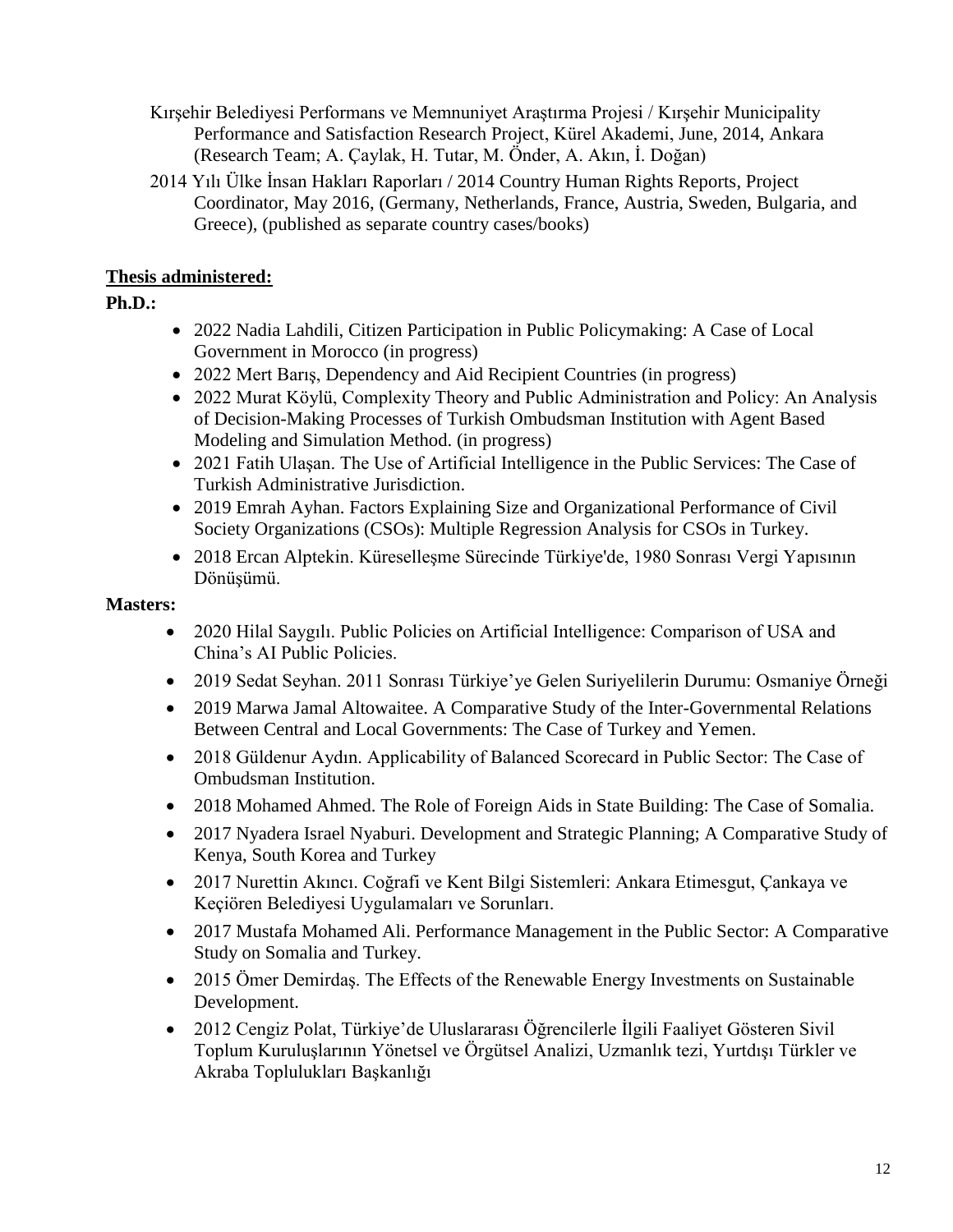Kırşehir Belediyesi Performans ve Memnuniyet Araştırma Projesi / Kırşehir Municipality Performance and Satisfaction Research Project, Kürel Akademi, June, 2014, Ankara (Research Team; A. Çaylak, H. Tutar, M. Önder, A. Akın, İ. Doğan)

2014 Yılı Ülke İnsan Hakları Raporları / 2014 Country Human Rights Reports, Project Coordinator, May 2016, (Germany, Netherlands, France, Austria, Sweden, Bulgaria, and Greece), (published as separate country cases/books)

**Thesis administered:**

**Ph.D.:**

- 2022 Nadia Lahdili, Citizen Participation in Public Policymaking: A Case of Local Government in Morocco (in progress)
- 2022 Mert Barış, Dependency and Aid Recipient Countries (in progress)
- 2022 Murat Köylü, Complexity Theory and Public Administration and Policy: An Analysis of Decision-Making Processes of Turkish Ombudsman Institution with Agent Based Modeling and Simulation Method. (in progress)
- 2021 Fatih Ulaşan. The Use of Artificial Intelligence in the Public Services: The Case of Turkish Administrative Jurisdiction.
- 2019 Emrah Ayhan. Factors Explaining Size and Organizational Performance of Civil Society Organizations (CSOs): Multiple Regression Analysis for CSOs in Turkey.
- 2018 Ercan Alptekin. Küreselleşme Sürecinde Türkiye'de, 1980 Sonrası Vergi Yapısının Dönüşümü.

**Masters:**

- 2020 Hilal Saygılı. Public Policies on Artificial Intelligence: Comparison of USA and China's AI Public Policies.
- 2019 Sedat Seyhan. 2011 Sonrası Türkiye'ye Gelen Suriyelilerin Durumu: Osmaniye Örneği
- 2019 Marwa Jamal Altowaitee. A Comparative Study of the Inter-Governmental Relations Between Central and Local Governments: The Case of Turkey and Yemen.
- 2018 Güldenur Aydın. Applicability of Balanced Scorecard in Public Sector: The Case of Ombudsman Institution.
- 2018 Mohamed Ahmed. The Role of Foreign Aids in State Building: The Case of Somalia.
- 2017 Nyadera Israel Nyaburi. Development and Strategic Planning; A Comparative Study of Kenya, South Korea and Turkey
- 2017 Nurettin Akıncı. Coğrafi ve Kent Bilgi Sistemleri: Ankara Etimesgut, Çankaya ve Keçiören Belediyesi Uygulamaları ve Sorunları.
- 2017 Mustafa Mohamed Ali. Performance Management in the Public Sector: A Comparative Study on Somalia and Turkey.
- 2015 Ömer Demirdaş. The Effects of the Renewable Energy Investments on Sustainable Development.
- 2012 Cengiz Polat, Türkiye'de Uluslararası Öğrencilerle İlgili Faaliyet Gösteren Sivil Toplum Kuruluşlarının Yönetsel ve Örgütsel Analizi, Uzmanlık tezi, Yurtdışı Türkler ve Akraba Toplulukları Başkanlığı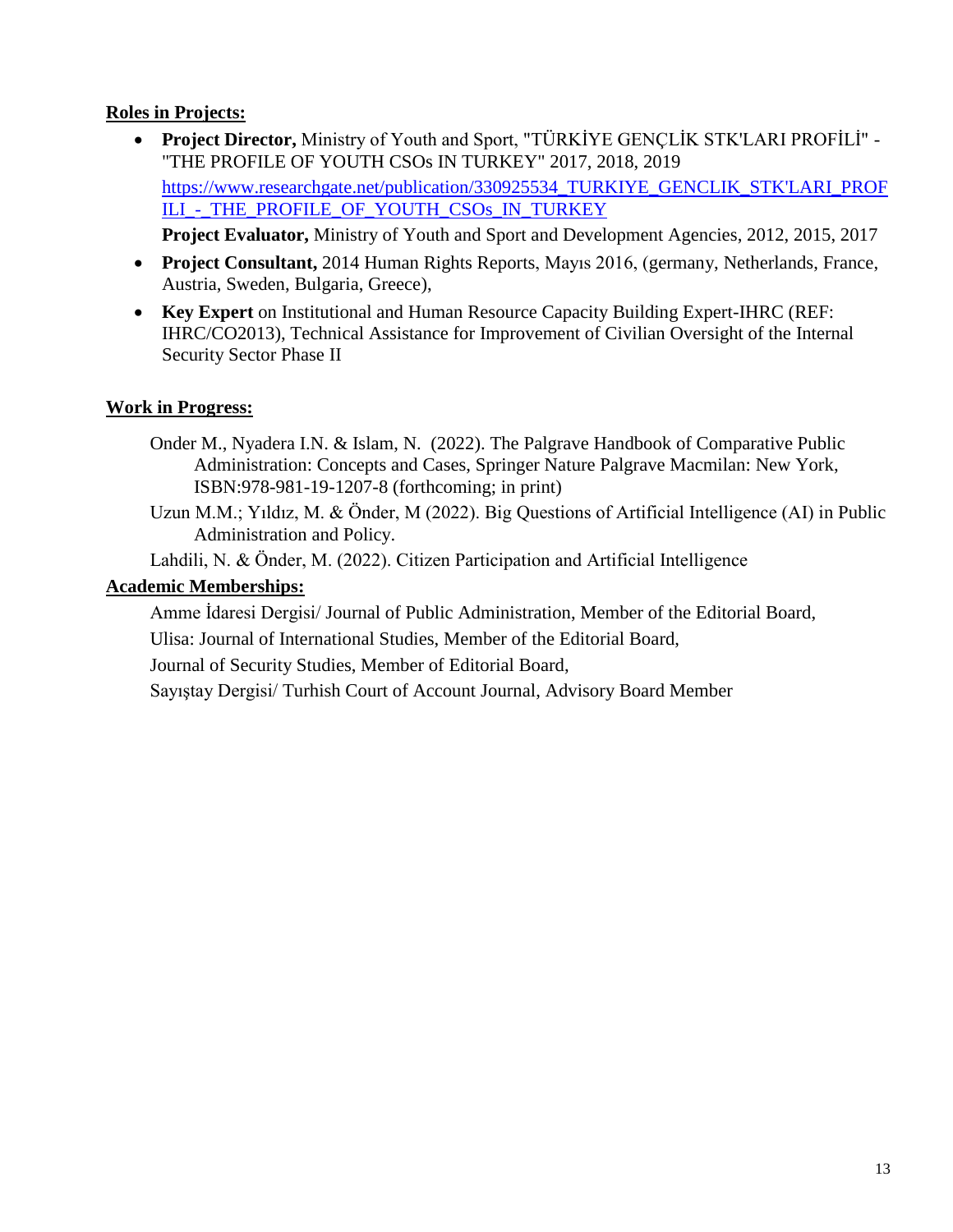**Roles in Projects:**

- **Project Director,** Ministry of Youth and Sport, "TÜRKİYE GENÇLİK STK'LARI PROFİLİ" - "THE PROFILE OF YOUTH CSOs IN TURKEY" 2017, 2018, 2019
  https://www.researchgate.net/publication/330925534_TURKIYE_GENCLIK_STK'LARI_PROFILI_-_THE_PROFILE_OF_YOUTH_CSOs_IN_TURKEY
  **Project Evaluator,** Ministry of Youth and Sport and Development Agencies, 2012, 2015, 2017
- **Project Consultant,** 2014 Human Rights Reports, Mayıs 2016, (germany, Netherlands, France, Austria, Sweden, Bulgaria, Greece),
- **Key Expert** on Institutional and Human Resource Capacity Building Expert-IHRC (REF: IHRC/CO2013), Technical Assistance for Improvement of Civilian Oversight of the Internal Security Sector Phase II

**Work in Progress:**

Onder M., Nyadera I.N. & Islam, N. (2022). The Palgrave Handbook of Comparative Public Administration: Concepts and Cases, Springer Nature Palgrave Macmilan: New York, ISBN:978-981-19-1207-8 (forthcoming; in print)

Uzun M.M.; Yıldız, M. & Önder, M (2022). Big Questions of Artificial Intelligence (AI) in Public Administration and Policy.

Lahdili, N. & Önder, M. (2022). Citizen Participation and Artificial Intelligence

**Academic Memberships:**

Amme İdaresi Dergisi/ Journal of Public Administration, Member of the Editorial Board,

Ulisa: Journal of International Studies, Member of the Editorial Board,

Journal of Security Studies, Member of Editorial Board,

Sayıştay Dergisi/ Turhish Court of Account Journal, Advisory Board Member